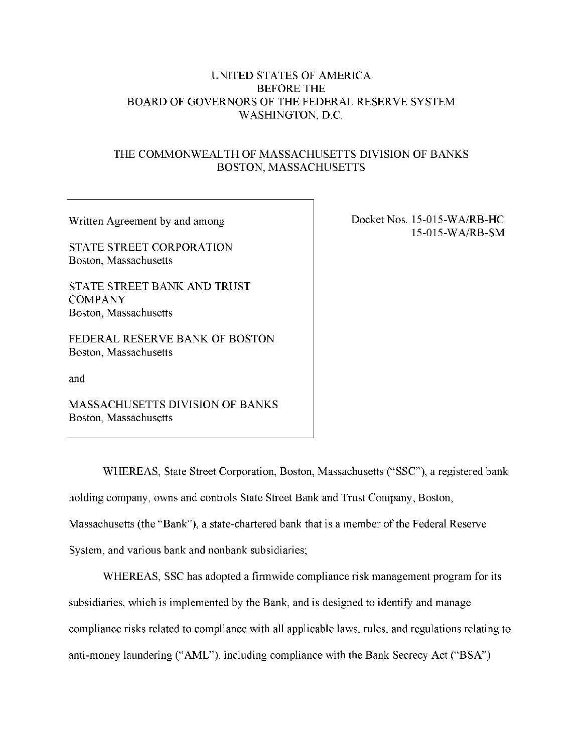UNITED STATES OF AMERICA
BEFORE THE
BOARD OF GOVERNORS OF THE FEDERAL RESERVE SYSTEM
WASHINGTON, D.C.

THE COMMONWEALTH OF MASSACHUSETTS DIVISION OF BANKS
BOSTON, MASSACHUSETTS

| Written Agreement by and among<br><br>STATE STREET CORPORATION<br>Boston, Massachusetts<br><br>STATE STREET BANK AND TRUST COMPANY<br>Boston, Massachusetts<br><br>FEDERAL RESERVE BANK OF BOSTON<br>Boston, Massachusetts<br><br>and<br><br>MASSACHUSETTS DIVISION OF BANKS<br>Boston, Massachusetts | Docket Nos. 15-015-WA/RB-HC<br>15-015-WA/RB-SM |
|---|---|

WHEREAS, State Street Corporation, Boston, Massachusetts ("SSC"), a registered bank holding company, owns and controls State Street Bank and Trust Company, Boston, Massachusetts (the "Bank"), a state-chartered bank that is a member of the Federal Reserve System, and various bank and nonbank subsidiaries;

WHEREAS, SSC has adopted a firmwide compliance risk management program for its subsidiaries, which is implemented by the Bank, and is designed to identify and manage compliance risks related to compliance with all applicable laws, rules, and regulations relating to anti-money laundering ("AML"), including compliance with the Bank Secrecy Act ("BSA")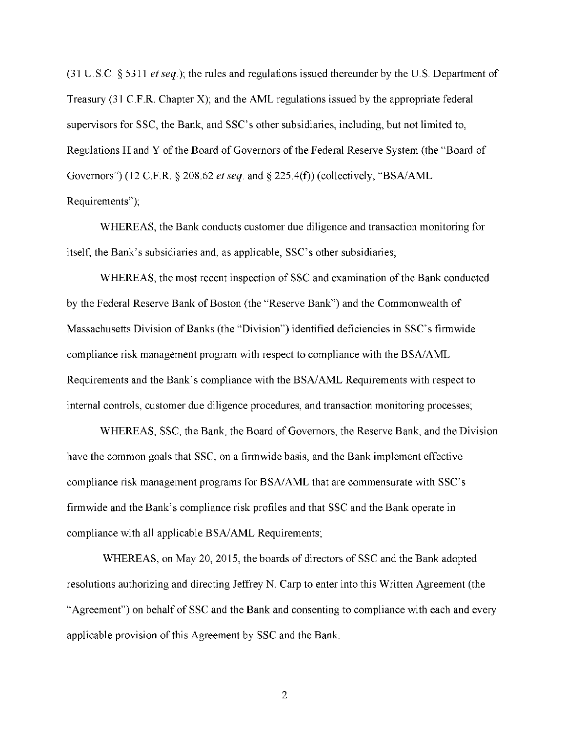(31 U.S.C. § 5311 *et seq.*); the rules and regulations issued thereunder by the U.S. Department of Treasury (31 C.F.R. Chapter X); and the AML regulations issued by the appropriate federal supervisors for SSC, the Bank, and SSC's other subsidiaries, including, but not limited to, Regulations H and Y of the Board of Governors of the Federal Reserve System (the "Board of Governors") (12 C.F.R. § 208.62 *et seq.* and § 225.4(f)) (collectively, "BSA/AML Requirements");

WHEREAS, the Bank conducts customer due diligence and transaction monitoring for itself, the Bank's subsidiaries and, as applicable, SSC's other subsidiaries;

WHEREAS, the most recent inspection of SSC and examination of the Bank conducted by the Federal Reserve Bank of Boston (the "Reserve Bank") and the Commonwealth of Massachusetts Division of Banks (the "Division") identified deficiencies in SSC's firmwide compliance risk management program with respect to compliance with the BSA/AML Requirements and the Bank's compliance with the BSA/AML Requirements with respect to internal controls, customer due diligence procedures, and transaction monitoring processes;

WHEREAS, SSC, the Bank, the Board of Governors, the Reserve Bank, and the Division have the common goals that SSC, on a firmwide basis, and the Bank implement effective compliance risk management programs for BSA/AML that are commensurate with SSC's firmwide and the Bank's compliance risk profiles and that SSC and the Bank operate in compliance with all applicable BSA/AML Requirements;

WHEREAS, on May 20, 2015, the boards of directors of SSC and the Bank adopted resolutions authorizing and directing Jeffrey N. Carp to enter into this Written Agreement (the "Agreement") on behalf of SSC and the Bank and consenting to compliance with each and every applicable provision of this Agreement by SSC and the Bank.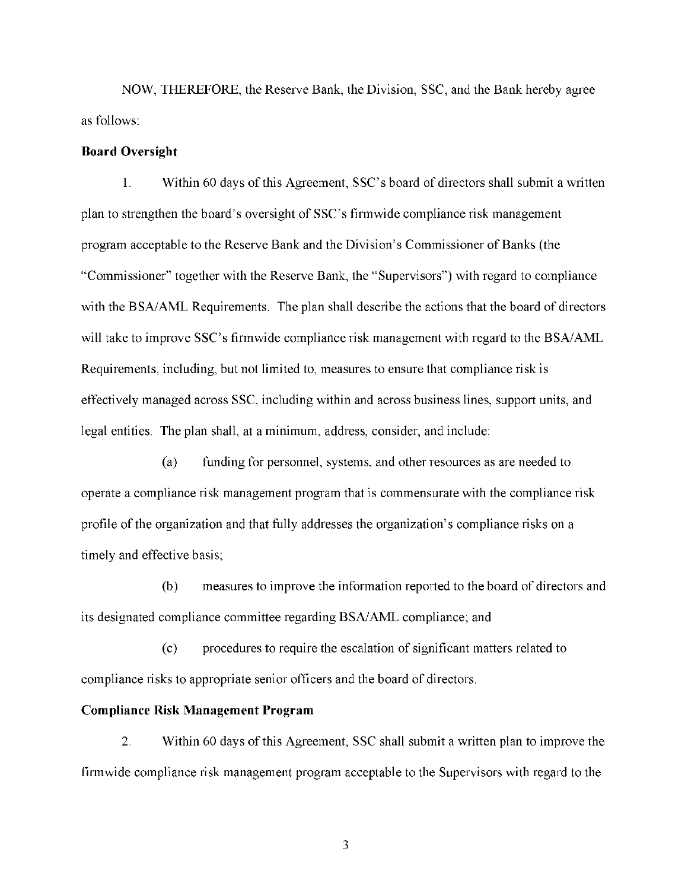NOW, THEREFORE, the Reserve Bank, the Division, SSC, and the Bank hereby agree as follows:

**Board Oversight**

1. Within 60 days of this Agreement, SSC's board of directors shall submit a written plan to strengthen the board's oversight of SSC's firmwide compliance risk management program acceptable to the Reserve Bank and the Division's Commissioner of Banks (the "Commissioner" together with the Reserve Bank, the "Supervisors") with regard to compliance with the BSA/AML Requirements. The plan shall describe the actions that the board of directors will take to improve SSC's firmwide compliance risk management with regard to the BSA/AML Requirements, including, but not limited to, measures to ensure that compliance risk is effectively managed across SSC, including within and across business lines, support units, and legal entities. The plan shall, at a minimum, address, consider, and include:

(a) funding for personnel, systems, and other resources as are needed to operate a compliance risk management program that is commensurate with the compliance risk profile of the organization and that fully addresses the organization's compliance risks on a timely and effective basis;

(b) measures to improve the information reported to the board of directors and its designated compliance committee regarding BSA/AML compliance; and

(c) procedures to require the escalation of significant matters related to compliance risks to appropriate senior officers and the board of directors.

**Compliance Risk Management Program**

2. Within 60 days of this Agreement, SSC shall submit a written plan to improve the firmwide compliance risk management program acceptable to the Supervisors with regard to the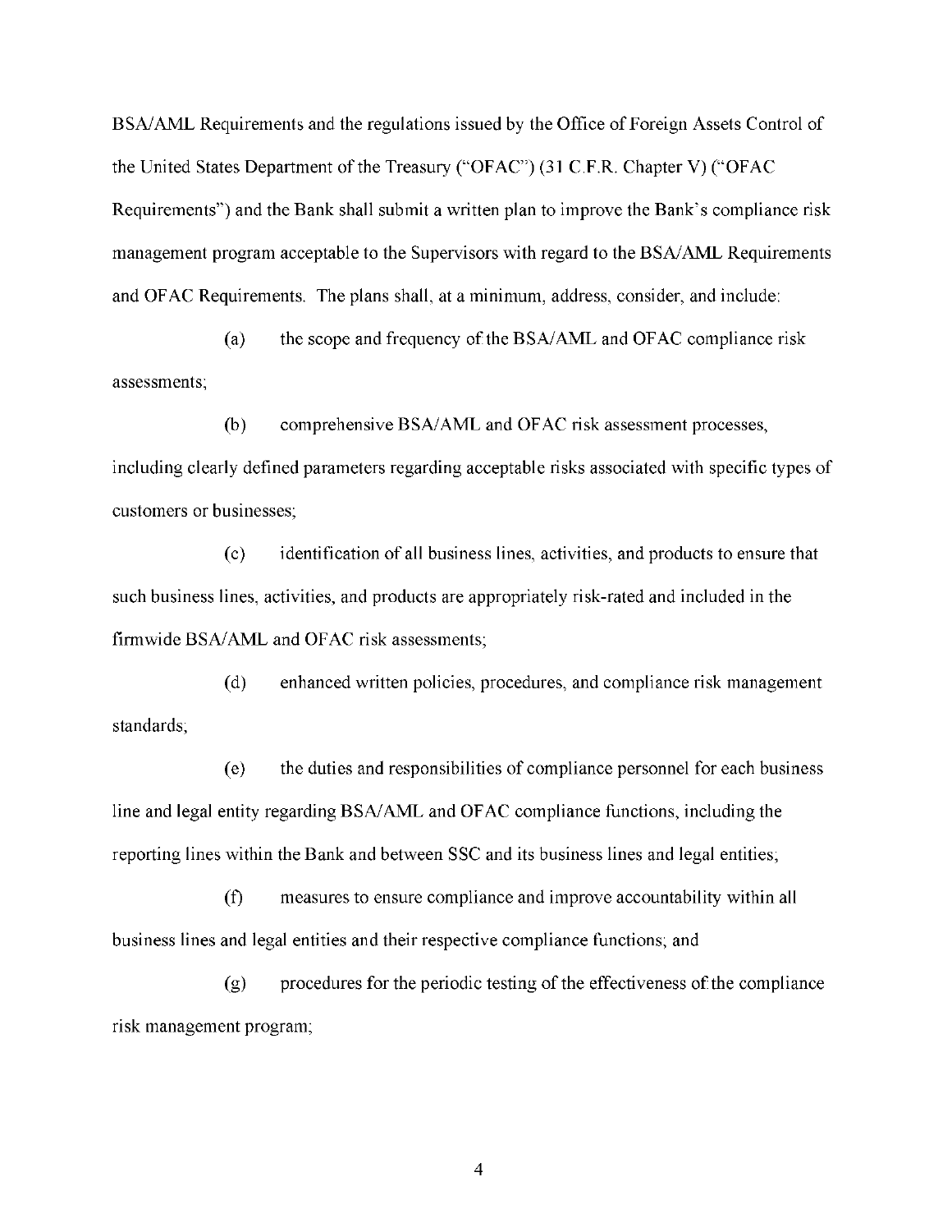BSA/AML Requirements and the regulations issued by the Office of Foreign Assets Control of the United States Department of the Treasury ("OFAC") (31 C.F.R. Chapter V) ("OFAC Requirements") and the Bank shall submit a written plan to improve the Bank's compliance risk management program acceptable to the Supervisors with regard to the BSA/AML Requirements and OFAC Requirements. The plans shall, at a minimum, address, consider, and include:

(a) the scope and frequency of the BSA/AML and OFAC compliance risk assessments;

(b) comprehensive BSA/AML and OFAC risk assessment processes, including clearly defined parameters regarding acceptable risks associated with specific types of customers or businesses;

(c) identification of all business lines, activities, and products to ensure that such business lines, activities, and products are appropriately risk-rated and included in the firmwide BSA/AML and OFAC risk assessments;

(d) enhanced written policies, procedures, and compliance risk management standards;

(e) the duties and responsibilities of compliance personnel for each business line and legal entity regarding BSA/AML and OFAC compliance functions, including the reporting lines within the Bank and between SSC and its business lines and legal entities;

(f) measures to ensure compliance and improve accountability within all business lines and legal entities and their respective compliance functions; and

(g) procedures for the periodic testing of the effectiveness of the compliance risk management program;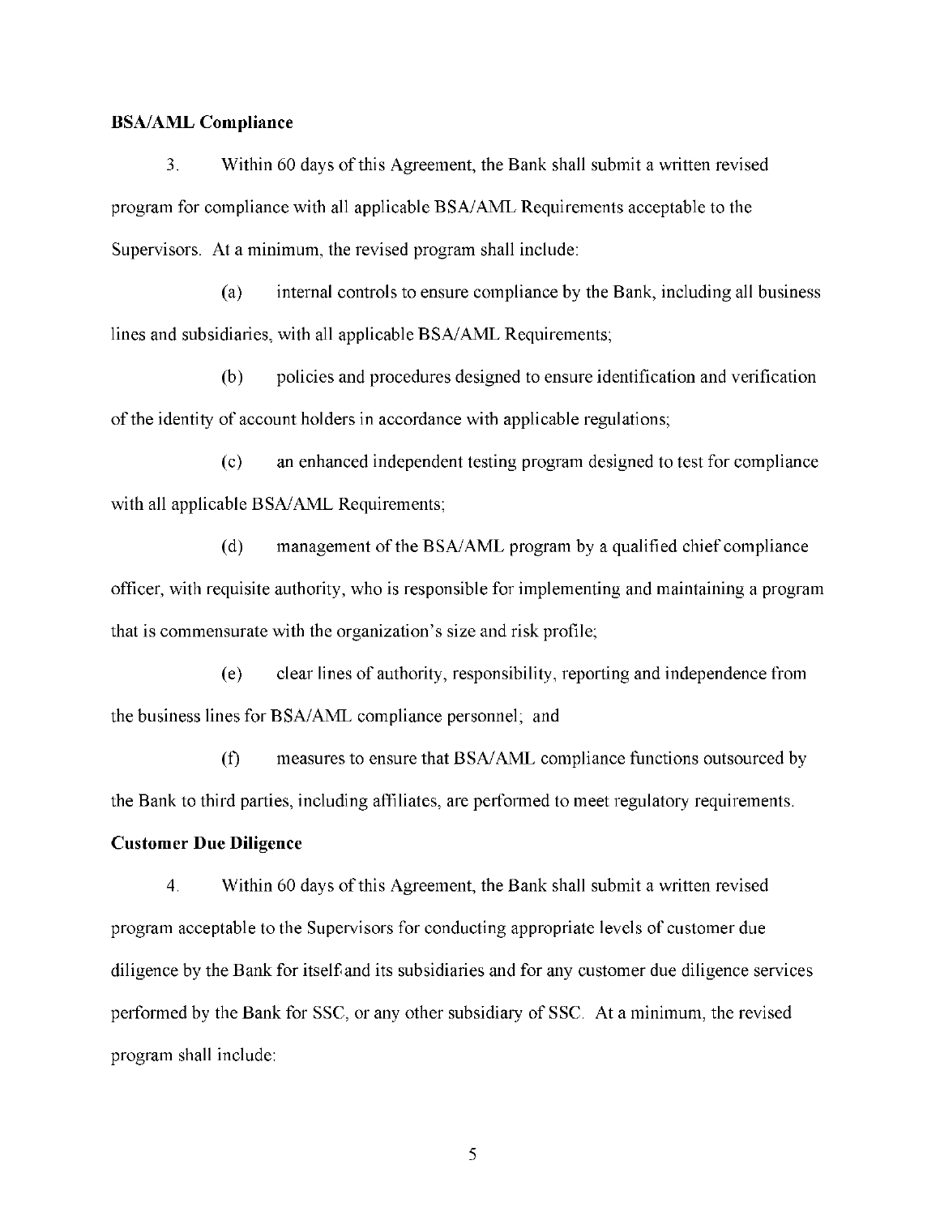**BSA/AML Compliance**

3. Within 60 days of this Agreement, the Bank shall submit a written revised program for compliance with all applicable BSA/AML Requirements acceptable to the Supervisors. At a minimum, the revised program shall include:

(a) internal controls to ensure compliance by the Bank, including all business lines and subsidiaries, with all applicable BSA/AML Requirements;

(b) policies and procedures designed to ensure identification and verification of the identity of account holders in accordance with applicable regulations;

(c) an enhanced independent testing program designed to test for compliance with all applicable BSA/AML Requirements;

(d) management of the BSA/AML program by a qualified chief compliance officer, with requisite authority, who is responsible for implementing and maintaining a program that is commensurate with the organization's size and risk profile;

(e) clear lines of authority, responsibility, reporting and independence from the business lines for BSA/AML compliance personnel; and

(f) measures to ensure that BSA/AML compliance functions outsourced by the Bank to third parties, including affiliates, are performed to meet regulatory requirements.

**Customer Due Diligence**

4. Within 60 days of this Agreement, the Bank shall submit a written revised program acceptable to the Supervisors for conducting appropriate levels of customer due diligence by the Bank for itself and its subsidiaries and for any customer due diligence services performed by the Bank for SSC, or any other subsidiary of SSC. At a minimum, the revised program shall include: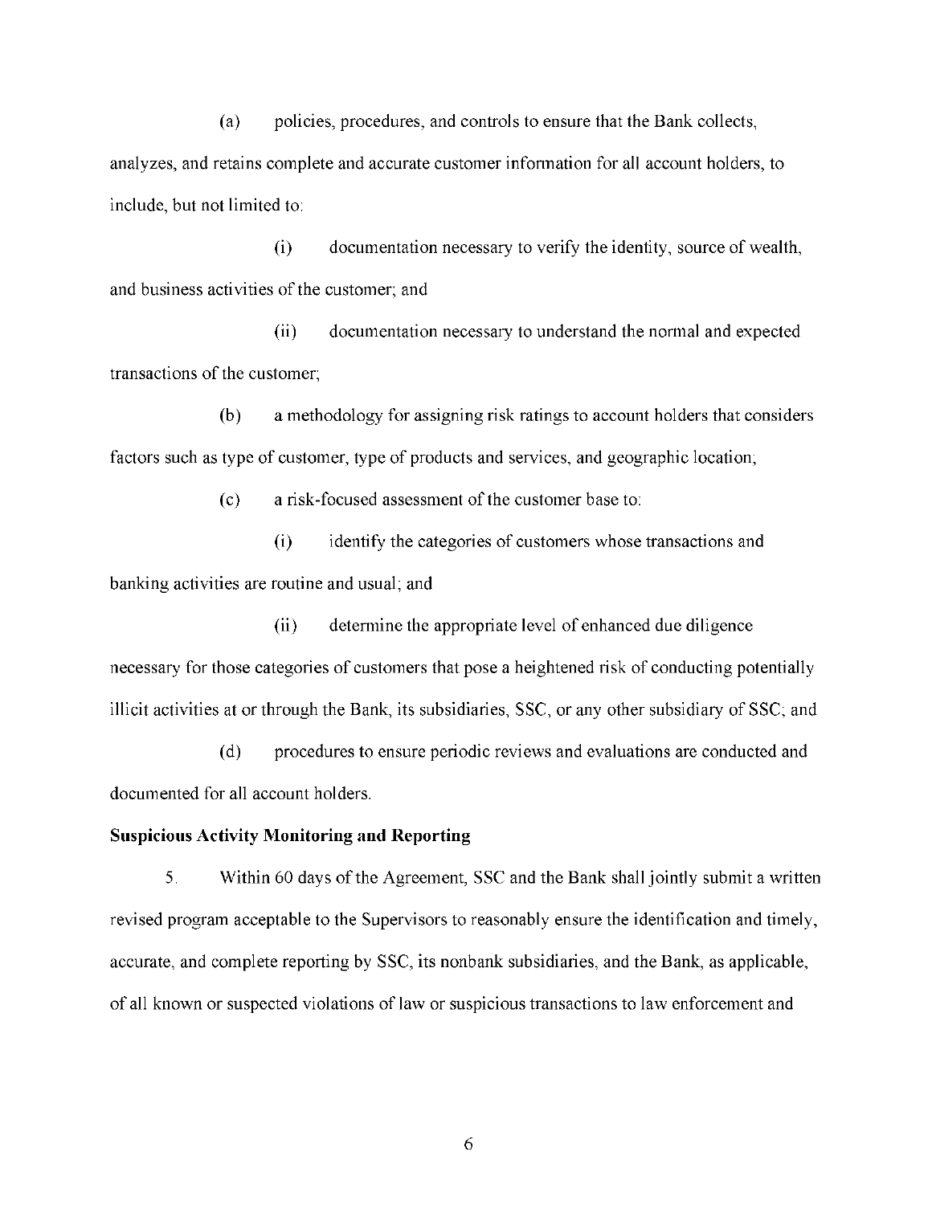(a) policies, procedures, and controls to ensure that the Bank collects, analyzes, and retains complete and accurate customer information for all account holders, to include, but not limited to:

(i) documentation necessary to verify the identity, source of wealth, and business activities of the customer; and

(ii) documentation necessary to understand the normal and expected transactions of the customer;

(b) a methodology for assigning risk ratings to account holders that considers factors such as type of customer, type of products and services, and geographic location;

(c) a risk-focused assessment of the customer base to:

(i) identify the categories of customers whose transactions and banking activities are routine and usual; and

(ii) determine the appropriate level of enhanced due diligence necessary for those categories of customers that pose a heightened risk of conducting potentially illicit activities at or through the Bank, its subsidiaries, SSC, or any other subsidiary of SSC; and

(d) procedures to ensure periodic reviews and evaluations are conducted and documented for all account holders.

**Suspicious Activity Monitoring and Reporting**

5. Within 60 days of the Agreement, SSC and the Bank shall jointly submit a written revised program acceptable to the Supervisors to reasonably ensure the identification and timely, accurate, and complete reporting by SSC, its nonbank subsidiaries, and the Bank, as applicable, of all known or suspected violations of law or suspicious transactions to law enforcement and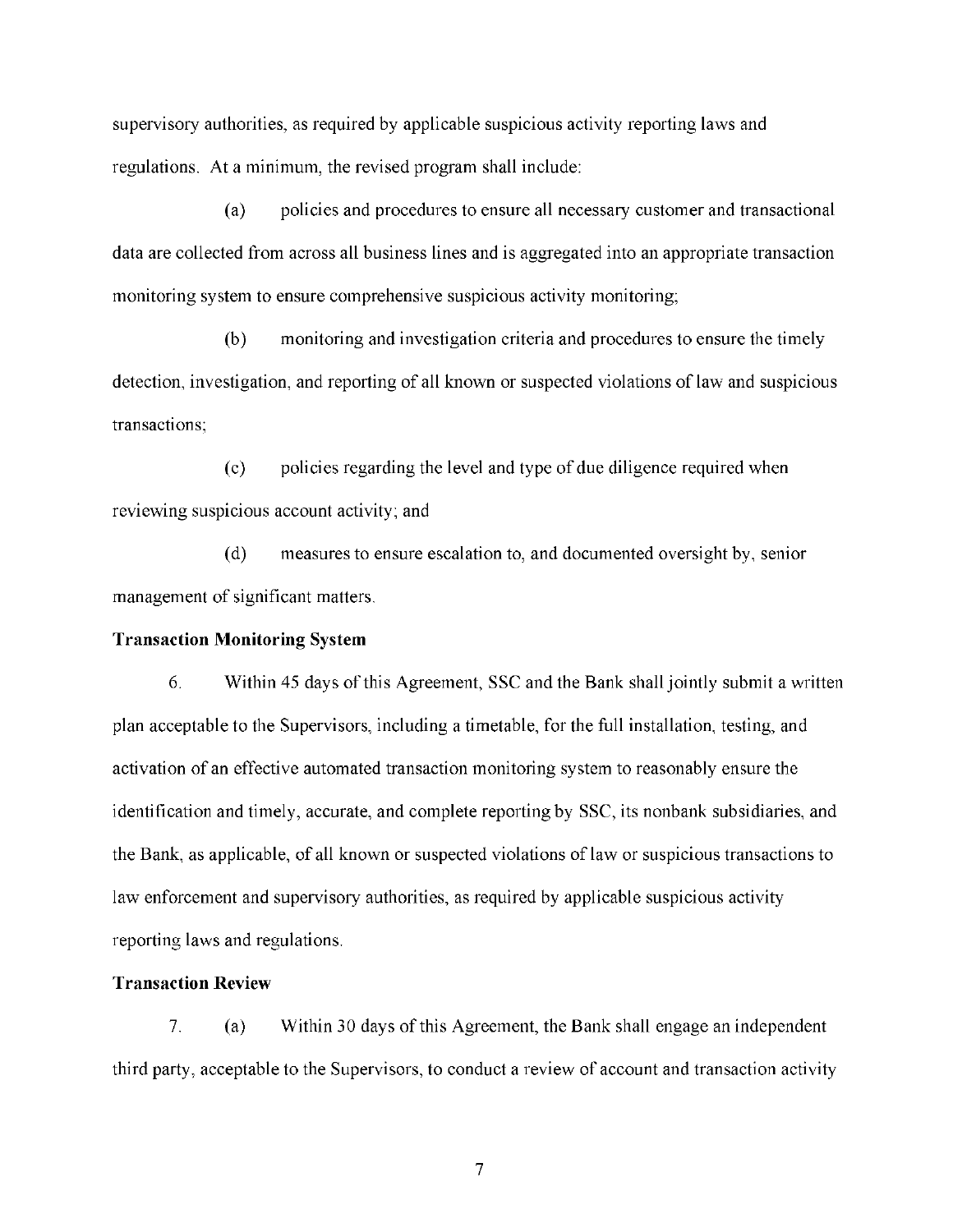supervisory authorities, as required by applicable suspicious activity reporting laws and regulations. At a minimum, the revised program shall include:

(a) policies and procedures to ensure all necessary customer and transactional data are collected from across all business lines and is aggregated into an appropriate transaction monitoring system to ensure comprehensive suspicious activity monitoring;

(b) monitoring and investigation criteria and procedures to ensure the timely detection, investigation, and reporting of all known or suspected violations of law and suspicious transactions;

(c) policies regarding the level and type of due diligence required when reviewing suspicious account activity; and

(d) measures to ensure escalation to, and documented oversight by, senior management of significant matters.

**Transaction Monitoring System**

6. Within 45 days of this Agreement, SSC and the Bank shall jointly submit a written plan acceptable to the Supervisors, including a timetable, for the full installation, testing, and activation of an effective automated transaction monitoring system to reasonably ensure the identification and timely, accurate, and complete reporting by SSC, its nonbank subsidiaries, and the Bank, as applicable, of all known or suspected violations of law or suspicious transactions to law enforcement and supervisory authorities, as required by applicable suspicious activity reporting laws and regulations.

**Transaction Review**

7. (a) Within 30 days of this Agreement, the Bank shall engage an independent third party, acceptable to the Supervisors, to conduct a review of account and transaction activity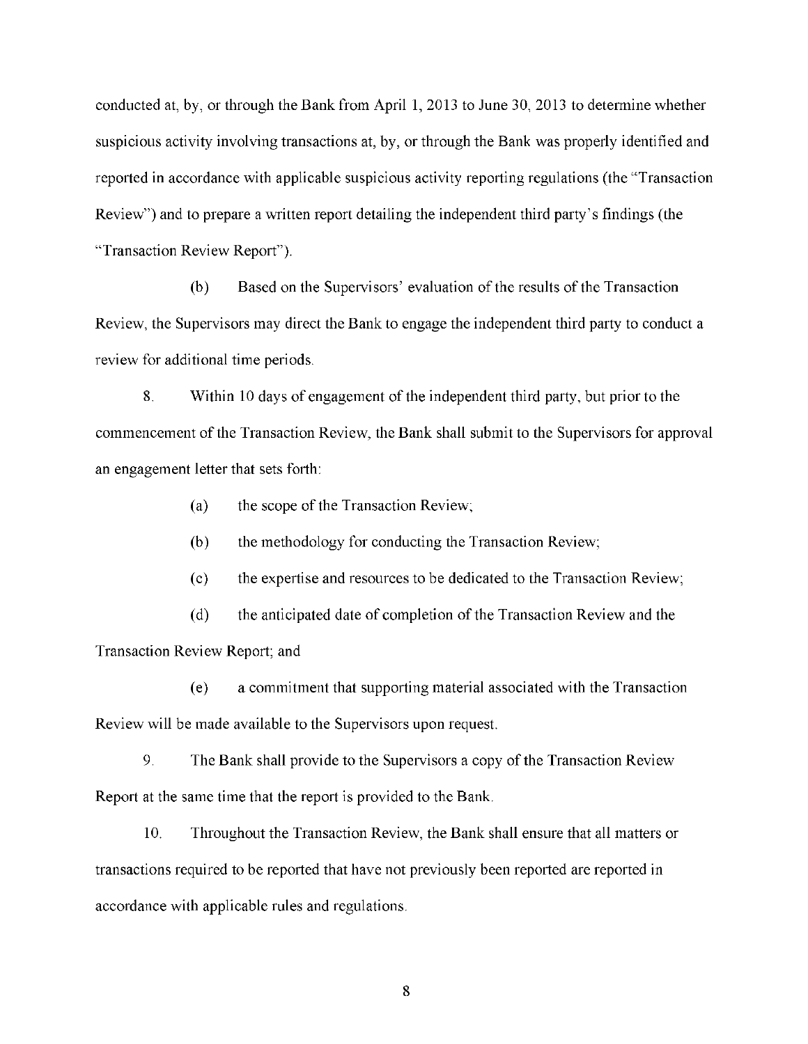conducted at, by, or through the Bank from April 1, 2013 to June 30, 2013 to determine whether suspicious activity involving transactions at, by, or through the Bank was properly identified and reported in accordance with applicable suspicious activity reporting regulations (the "Transaction Review") and to prepare a written report detailing the independent third party's findings (the "Transaction Review Report").

(b) Based on the Supervisors' evaluation of the results of the Transaction Review, the Supervisors may direct the Bank to engage the independent third party to conduct a review for additional time periods.

8. Within 10 days of engagement of the independent third party, but prior to the commencement of the Transaction Review, the Bank shall submit to the Supervisors for approval an engagement letter that sets forth:

(a) the scope of the Transaction Review;

(b) the methodology for conducting the Transaction Review;

(c) the expertise and resources to be dedicated to the Transaction Review;

(d) the anticipated date of completion of the Transaction Review and the Transaction Review Report; and

(e) a commitment that supporting material associated with the Transaction Review will be made available to the Supervisors upon request.

9. The Bank shall provide to the Supervisors a copy of the Transaction Review Report at the same time that the report is provided to the Bank.

10. Throughout the Transaction Review, the Bank shall ensure that all matters or transactions required to be reported that have not previously been reported are reported in accordance with applicable rules and regulations.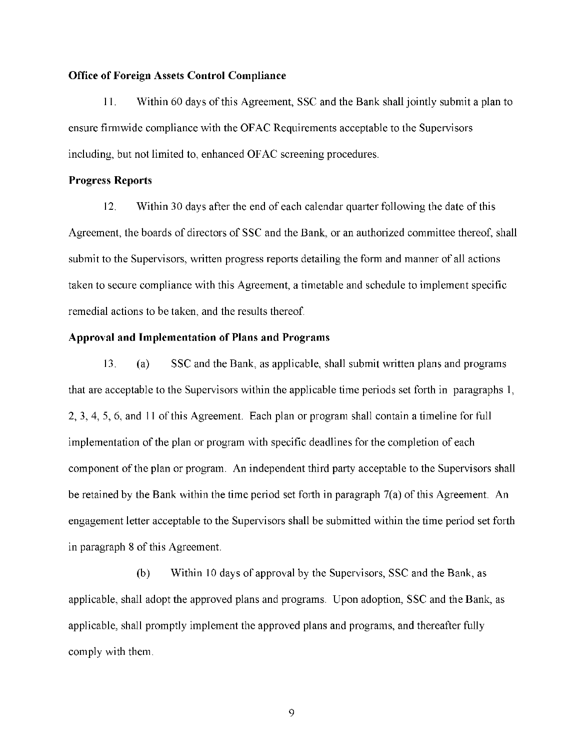**Office of Foreign Assets Control Compliance**

11. Within 60 days of this Agreement, SSC and the Bank shall jointly submit a plan to ensure firmwide compliance with the OFAC Requirements acceptable to the Supervisors including, but not limited to, enhanced OFAC screening procedures.

**Progress Reports**

12. Within 30 days after the end of each calendar quarter following the date of this Agreement, the boards of directors of SSC and the Bank, or an authorized committee thereof, shall submit to the Supervisors, written progress reports detailing the form and manner of all actions taken to secure compliance with this Agreement, a timetable and schedule to implement specific remedial actions to be taken, and the results thereof.

**Approval and Implementation of Plans and Programs**

13. (a) SSC and the Bank, as applicable, shall submit written plans and programs that are acceptable to the Supervisors within the applicable time periods set forth in paragraphs 1, 2, 3, 4, 5, 6, and 11 of this Agreement. Each plan or program shall contain a timeline for full implementation of the plan or program with specific deadlines for the completion of each component of the plan or program. An independent third party acceptable to the Supervisors shall be retained by the Bank within the time period set forth in paragraph 7(a) of this Agreement. An engagement letter acceptable to the Supervisors shall be submitted within the time period set forth in paragraph 8 of this Agreement.

(b) Within 10 days of approval by the Supervisors, SSC and the Bank, as applicable, shall adopt the approved plans and programs. Upon adoption, SSC and the Bank, as applicable, shall promptly implement the approved plans and programs, and thereafter fully comply with them.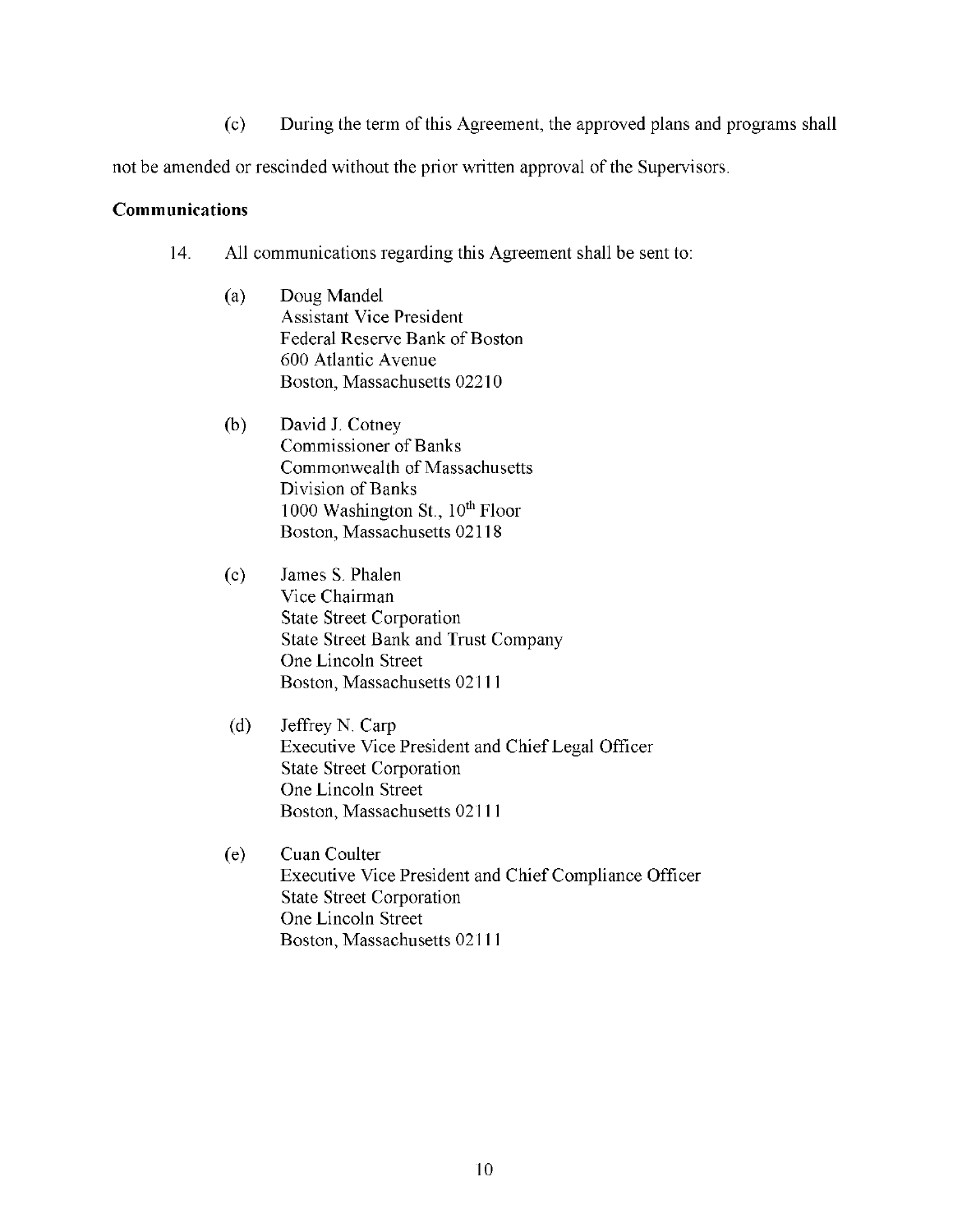(c) During the term of this Agreement, the approved plans and programs shall not be amended or rescinded without the prior written approval of the Supervisors.

**Communications**

14. All communications regarding this Agreement shall be sent to:

   (a) Doug Mandel
   Assistant Vice President
   Federal Reserve Bank of Boston
   600 Atlantic Avenue
   Boston, Massachusetts 02210

   (b) David J. Cotney
   Commissioner of Banks
   Commonwealth of Massachusetts
   Division of Banks
   1000 Washington St., 10th Floor
   Boston, Massachusetts 02118

   (c) James S. Phalen
   Vice Chairman
   State Street Corporation
   State Street Bank and Trust Company
   One Lincoln Street
   Boston, Massachusetts 02111

   (d) Jeffrey N. Carp
   Executive Vice President and Chief Legal Officer
   State Street Corporation
   One Lincoln Street
   Boston, Massachusetts 02111

   (e) Cuan Coulter
   Executive Vice President and Chief Compliance Officer
   State Street Corporation
   One Lincoln Street
   Boston, Massachusetts 02111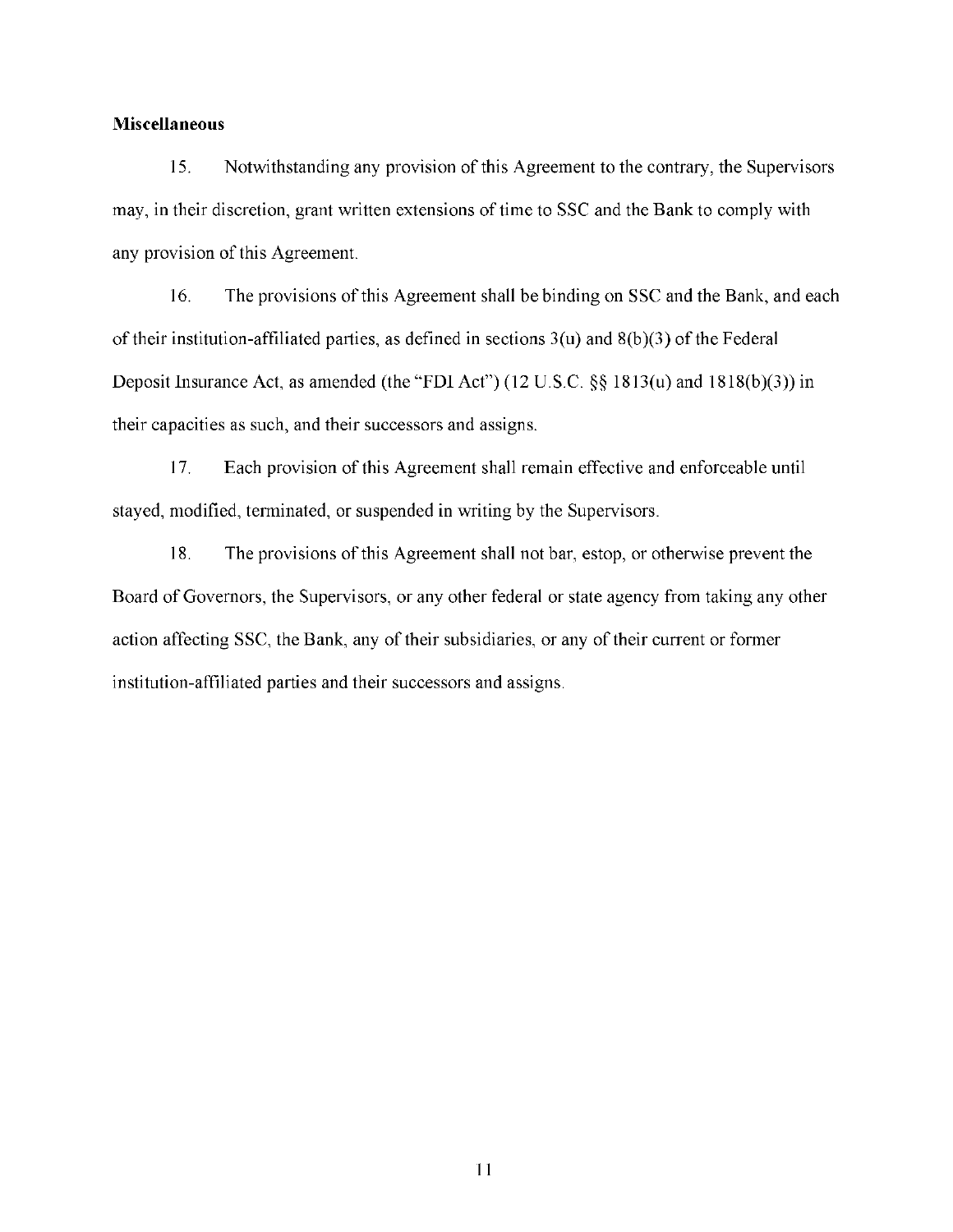**Miscellaneous**

15. Notwithstanding any provision of this Agreement to the contrary, the Supervisors may, in their discretion, grant written extensions of time to SSC and the Bank to comply with any provision of this Agreement.

16. The provisions of this Agreement shall be binding on SSC and the Bank, and each of their institution-affiliated parties, as defined in sections 3(u) and 8(b)(3) of the Federal Deposit Insurance Act, as amended (the "FDI Act") (12 U.S.C. §§ 1813(u) and 1818(b)(3)) in their capacities as such, and their successors and assigns.

17. Each provision of this Agreement shall remain effective and enforceable until stayed, modified, terminated, or suspended in writing by the Supervisors.

18. The provisions of this Agreement shall not bar, estop, or otherwise prevent the Board of Governors, the Supervisors, or any other federal or state agency from taking any other action affecting SSC, the Bank, any of their subsidiaries, or any of their current or former institution-affiliated parties and their successors and assigns.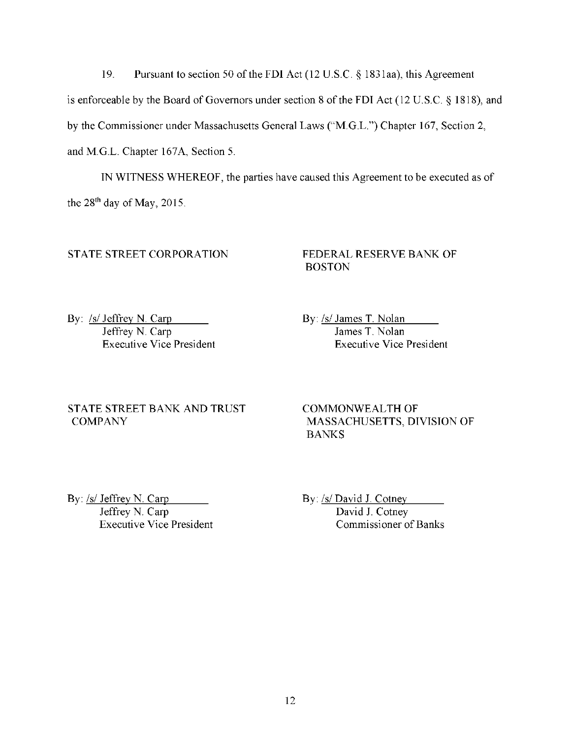19. Pursuant to section 50 of the FDI Act (12 U.S.C. § 1831aa), this Agreement is enforceable by the Board of Governors under section 8 of the FDI Act (12 U.S.C. § 1818), and by the Commissioner under Massachusetts General Laws ("M.G.L.") Chapter 167, Section 2, and M.G.L. Chapter 167A, Section 5.

IN WITNESS WHEREOF, the parties have caused this Agreement to be executed as of the 28th day of May, 2015.

STATE STREET CORPORATION

By: /s/ Jeffrey N. Carp
Jeffrey N. Carp
Executive Vice President

FEDERAL RESERVE BANK OF BOSTON

By: /s/ James T. Nolan
James T. Nolan
Executive Vice President

STATE STREET BANK AND TRUST COMPANY

By: /s/ Jeffrey N. Carp
Jeffrey N. Carp
Executive Vice President

COMMONWEALTH OF MASSACHUSETTS, DIVISION OF BANKS

By: /s/ David J. Cotney
David J. Cotney
Commissioner of Banks